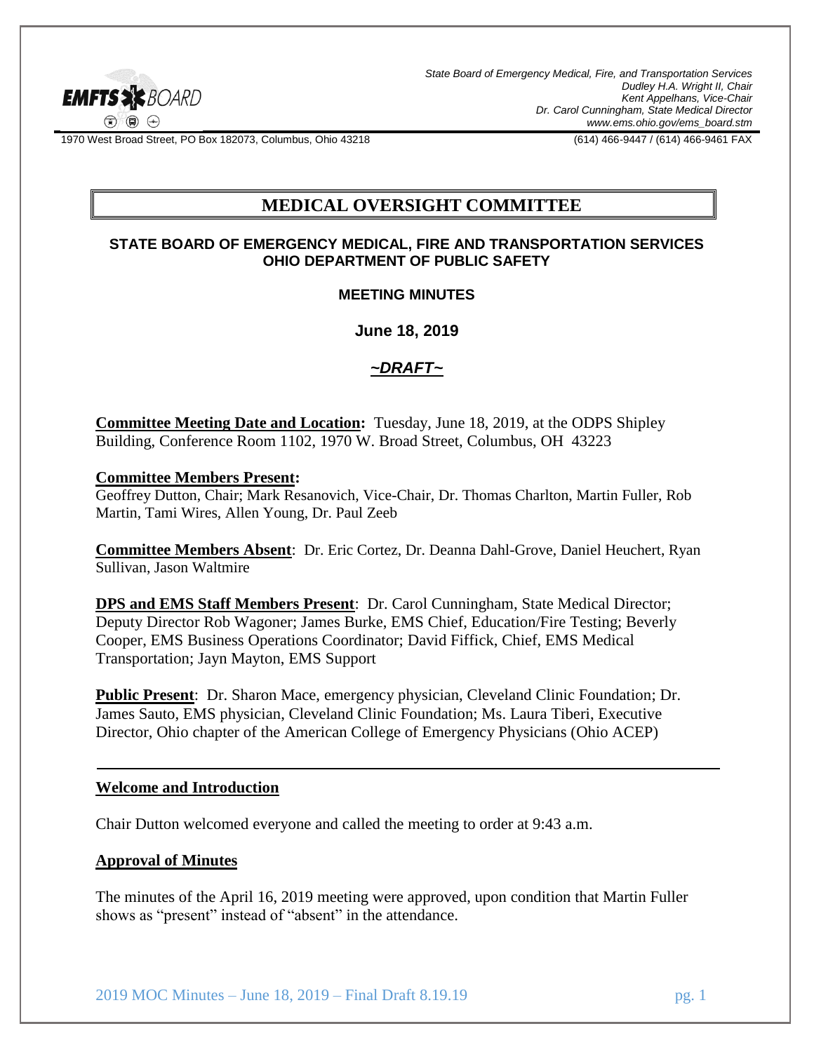State Board of Emergency Medical, Fire, and Transportation Services
Dudley H.A. Wright II, Chair
Kent Appelhans, Vice-Chair
Dr. Carol Cunningham, State Medical Director
www.ems.ohio.gov/ems_board.stm

1970 West Broad Street, PO Box 182073, Columbus, Ohio 43218 — (614) 466-9447 / (614) 466-9461 FAX

# MEDICAL OVERSIGHT COMMITTEE

**STATE BOARD OF EMERGENCY MEDICAL, FIRE AND TRANSPORTATION SERVICES**
**OHIO DEPARTMENT OF PUBLIC SAFETY**

**MEETING MINUTES**

**June 18, 2019**

***~DRAFT~***

**Committee Meeting Date and Location:** Tuesday, June 18, 2019, at the ODPS Shipley Building, Conference Room 1102, 1970 W. Broad Street, Columbus, OH 43223

**Committee Members Present:**
Geoffrey Dutton, Chair; Mark Resanovich, Vice-Chair, Dr. Thomas Charlton, Martin Fuller, Rob Martin, Tami Wires, Allen Young, Dr. Paul Zeeb

**Committee Members Absent**: Dr. Eric Cortez, Dr. Deanna Dahl-Grove, Daniel Heuchert, Ryan Sullivan, Jason Waltmire

**DPS and EMS Staff Members Present**: Dr. Carol Cunningham, State Medical Director; Deputy Director Rob Wagoner; James Burke, EMS Chief, Education/Fire Testing; Beverly Cooper, EMS Business Operations Coordinator; David Fiffick, Chief, EMS Medical Transportation; Jayn Mayton, EMS Support

**Public Present**: Dr. Sharon Mace, emergency physician, Cleveland Clinic Foundation; Dr. James Sauto, EMS physician, Cleveland Clinic Foundation; Ms. Laura Tiberi, Executive Director, Ohio chapter of the American College of Emergency Physicians (Ohio ACEP)

## Welcome and Introduction

Chair Dutton welcomed everyone and called the meeting to order at 9:43 a.m.

## Approval of Minutes

The minutes of the April 16, 2019 meeting were approved, upon condition that Martin Fuller shows as "present" instead of "absent" in the attendance.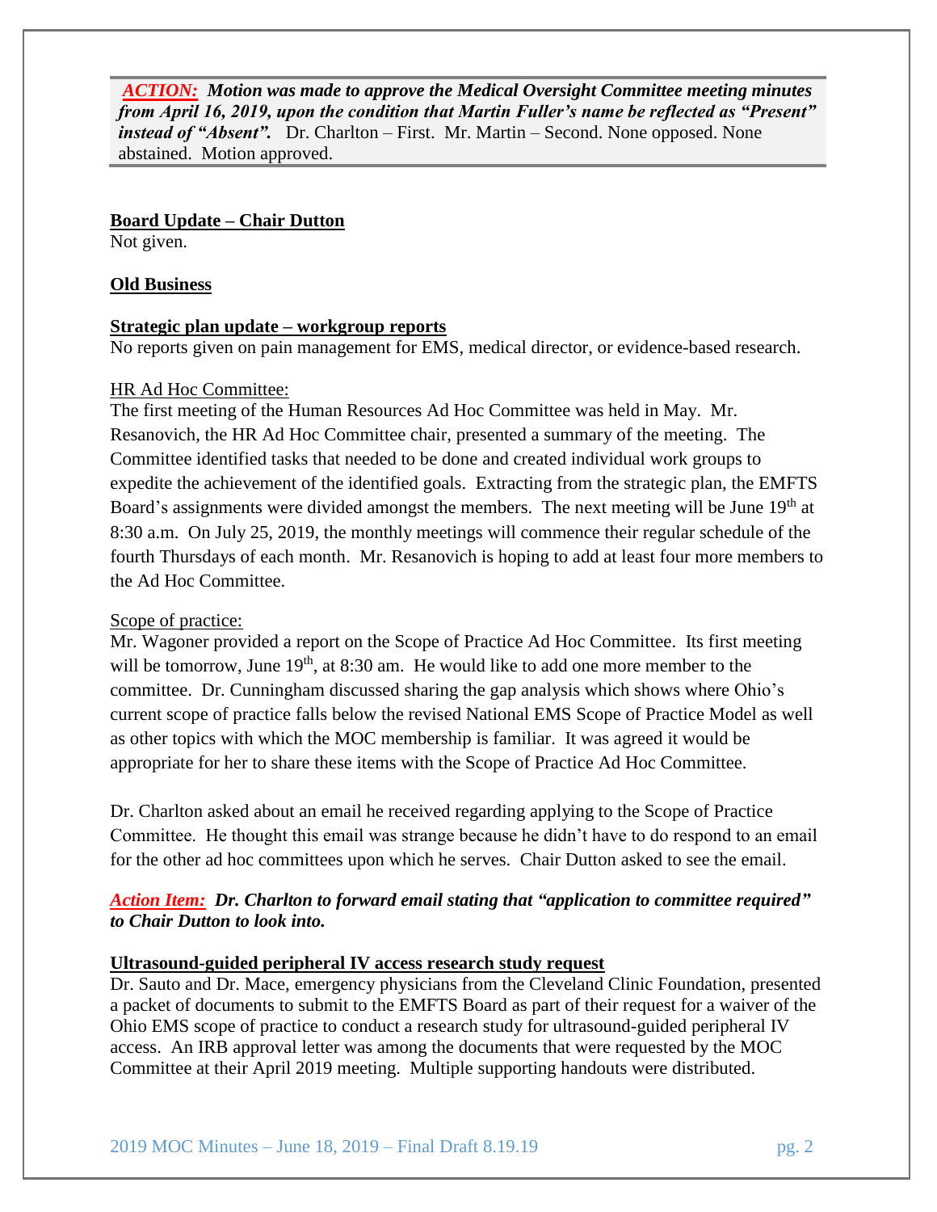***ACTION:*** ***Motion was made to approve the Medical Oversight Committee meeting minutes from April 16, 2019, upon the condition that Martin Fuller's name be reflected as "Present" instead of "Absent".*** Dr. Charlton – First. Mr. Martin – Second. None opposed. None abstained. Motion approved.

**Board Update – Chair Dutton**

Not given.

**Old Business**

**Strategic plan update – workgroup reports**

No reports given on pain management for EMS, medical director, or evidence-based research.

HR Ad Hoc Committee:

The first meeting of the Human Resources Ad Hoc Committee was held in May. Mr. Resanovich, the HR Ad Hoc Committee chair, presented a summary of the meeting. The Committee identified tasks that needed to be done and created individual work groups to expedite the achievement of the identified goals. Extracting from the strategic plan, the EMFTS Board's assignments were divided amongst the members. The next meeting will be June 19th at 8:30 a.m. On July 25, 2019, the monthly meetings will commence their regular schedule of the fourth Thursdays of each month. Mr. Resanovich is hoping to add at least four more members to the Ad Hoc Committee.

Scope of practice:

Mr. Wagoner provided a report on the Scope of Practice Ad Hoc Committee. Its first meeting will be tomorrow, June 19th, at 8:30 am. He would like to add one more member to the committee. Dr. Cunningham discussed sharing the gap analysis which shows where Ohio's current scope of practice falls below the revised National EMS Scope of Practice Model as well as other topics with which the MOC membership is familiar. It was agreed it would be appropriate for her to share these items with the Scope of Practice Ad Hoc Committee.

Dr. Charlton asked about an email he received regarding applying to the Scope of Practice Committee. He thought this email was strange because he didn't have to do respond to an email for the other ad hoc committees upon which he serves. Chair Dutton asked to see the email.

***Action Item:*** ***Dr. Charlton to forward email stating that "application to committee required" to Chair Dutton to look into.***

**Ultrasound-guided peripheral IV access research study request**

Dr. Sauto and Dr. Mace, emergency physicians from the Cleveland Clinic Foundation, presented a packet of documents to submit to the EMFTS Board as part of their request for a waiver of the Ohio EMS scope of practice to conduct a research study for ultrasound-guided peripheral IV access. An IRB approval letter was among the documents that were requested by the MOC Committee at their April 2019 meeting. Multiple supporting handouts were distributed.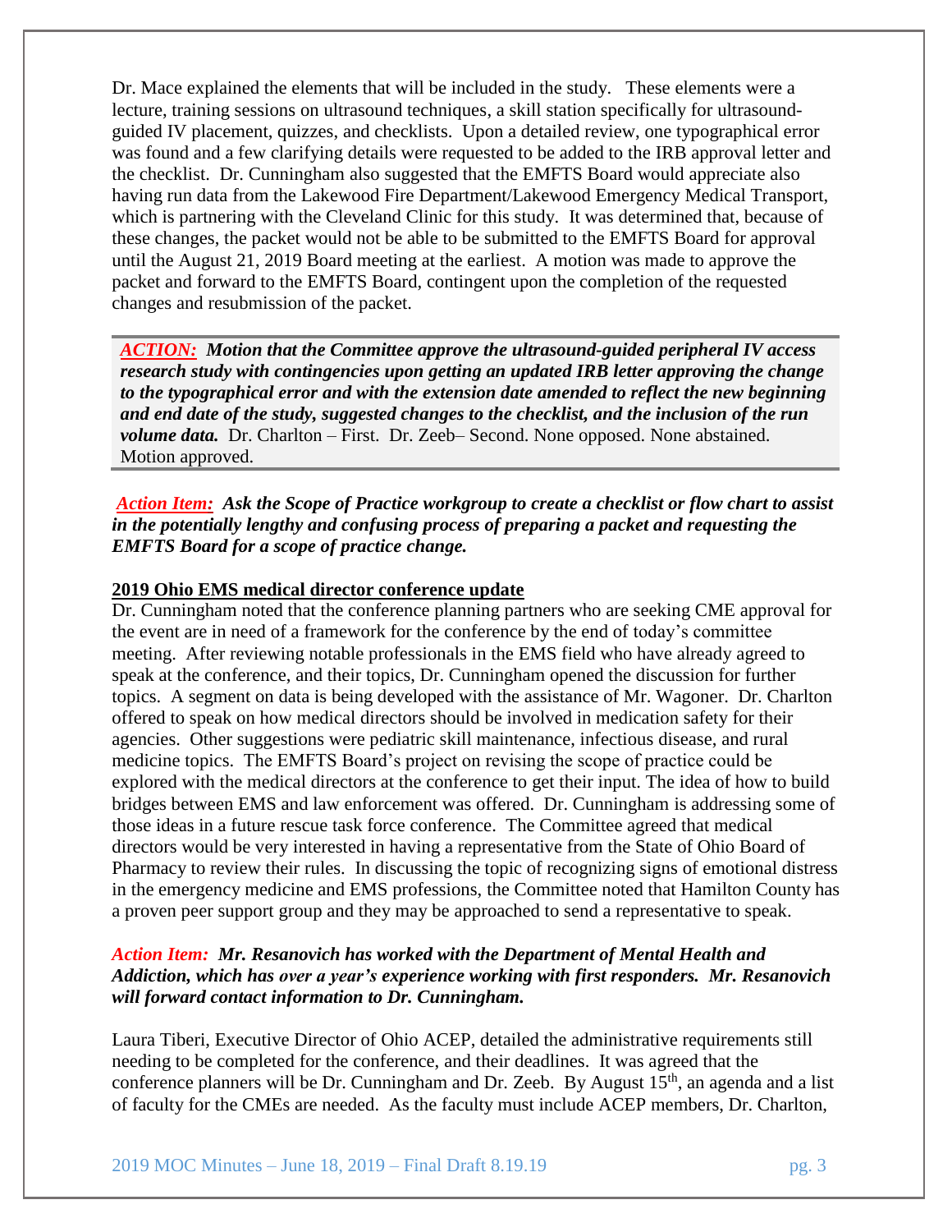Dr. Mace explained the elements that will be included in the study. These elements were a lecture, training sessions on ultrasound techniques, a skill station specifically for ultrasound-guided IV placement, quizzes, and checklists. Upon a detailed review, one typographical error was found and a few clarifying details were requested to be added to the IRB approval letter and the checklist. Dr. Cunningham also suggested that the EMFTS Board would appreciate also having run data from the Lakewood Fire Department/Lakewood Emergency Medical Transport, which is partnering with the Cleveland Clinic for this study. It was determined that, because of these changes, the packet would not be able to be submitted to the EMFTS Board for approval until the August 21, 2019 Board meeting at the earliest. A motion was made to approve the packet and forward to the EMFTS Board, contingent upon the completion of the requested changes and resubmission of the packet.

***ACTION:*** ***Motion that the Committee approve the ultrasound-guided peripheral IV access research study with contingencies upon getting an updated IRB letter approving the change to the typographical error and with the extension date amended to reflect the new beginning and end date of the study, suggested changes to the checklist, and the inclusion of the run volume data.*** Dr. Charlton – First. Dr. Zeeb– Second. None opposed. None abstained. Motion approved.

***Action Item:*** ***Ask the Scope of Practice workgroup to create a checklist or flow chart to assist in the potentially lengthy and confusing process of preparing a packet and requesting the EMFTS Board for a scope of practice change.***

**2019 Ohio EMS medical director conference update**

Dr. Cunningham noted that the conference planning partners who are seeking CME approval for the event are in need of a framework for the conference by the end of today's committee meeting. After reviewing notable professionals in the EMS field who have already agreed to speak at the conference, and their topics, Dr. Cunningham opened the discussion for further topics. A segment on data is being developed with the assistance of Mr. Wagoner. Dr. Charlton offered to speak on how medical directors should be involved in medication safety for their agencies. Other suggestions were pediatric skill maintenance, infectious disease, and rural medicine topics. The EMFTS Board's project on revising the scope of practice could be explored with the medical directors at the conference to get their input. The idea of how to build bridges between EMS and law enforcement was offered. Dr. Cunningham is addressing some of those ideas in a future rescue task force conference. The Committee agreed that medical directors would be very interested in having a representative from the State of Ohio Board of Pharmacy to review their rules. In discussing the topic of recognizing signs of emotional distress in the emergency medicine and EMS professions, the Committee noted that Hamilton County has a proven peer support group and they may be approached to send a representative to speak.

***Action Item:*** ***Mr. Resanovich has worked with the Department of Mental Health and Addiction, which has over a year's experience working with first responders. Mr. Resanovich will forward contact information to Dr. Cunningham.***

Laura Tiberi, Executive Director of Ohio ACEP, detailed the administrative requirements still needing to be completed for the conference, and their deadlines. It was agreed that the conference planners will be Dr. Cunningham and Dr. Zeeb. By August 15th, an agenda and a list of faculty for the CMEs are needed. As the faculty must include ACEP members, Dr. Charlton,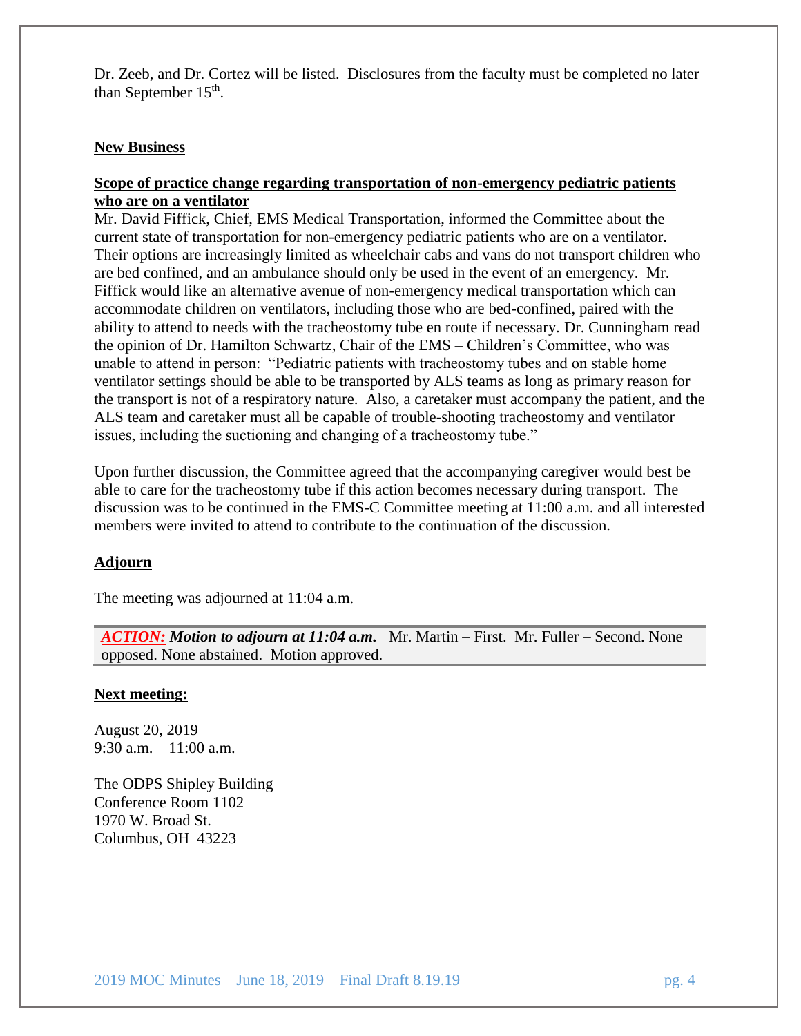Dr. Zeeb, and Dr. Cortez will be listed. Disclosures from the faculty must be completed no later than September 15th.

**New Business**

**Scope of practice change regarding transportation of non-emergency pediatric patients who are on a ventilator**

Mr. David Fiffick, Chief, EMS Medical Transportation, informed the Committee about the current state of transportation for non-emergency pediatric patients who are on a ventilator. Their options are increasingly limited as wheelchair cabs and vans do not transport children who are bed confined, and an ambulance should only be used in the event of an emergency. Mr. Fiffick would like an alternative avenue of non-emergency medical transportation which can accommodate children on ventilators, including those who are bed-confined, paired with the ability to attend to needs with the tracheostomy tube en route if necessary. Dr. Cunningham read the opinion of Dr. Hamilton Schwartz, Chair of the EMS – Children's Committee, who was unable to attend in person: "Pediatric patients with tracheostomy tubes and on stable home ventilator settings should be able to be transported by ALS teams as long as primary reason for the transport is not of a respiratory nature. Also, a caretaker must accompany the patient, and the ALS team and caretaker must all be capable of trouble-shooting tracheostomy and ventilator issues, including the suctioning and changing of a tracheostomy tube."

Upon further discussion, the Committee agreed that the accompanying caregiver would best be able to care for the tracheostomy tube if this action becomes necessary during transport. The discussion was to be continued in the EMS-C Committee meeting at 11:00 a.m. and all interested members were invited to attend to contribute to the continuation of the discussion.

**Adjourn**

The meeting was adjourned at 11:04 a.m.

***ACTION:*** ***Motion to adjourn at 11:04 a.m.*** Mr. Martin – First. Mr. Fuller – Second. None opposed. None abstained. Motion approved.

**Next meeting:**

August 20, 2019
9:30 a.m. – 11:00 a.m.

The ODPS Shipley Building
Conference Room 1102
1970 W. Broad St.
Columbus, OH 43223